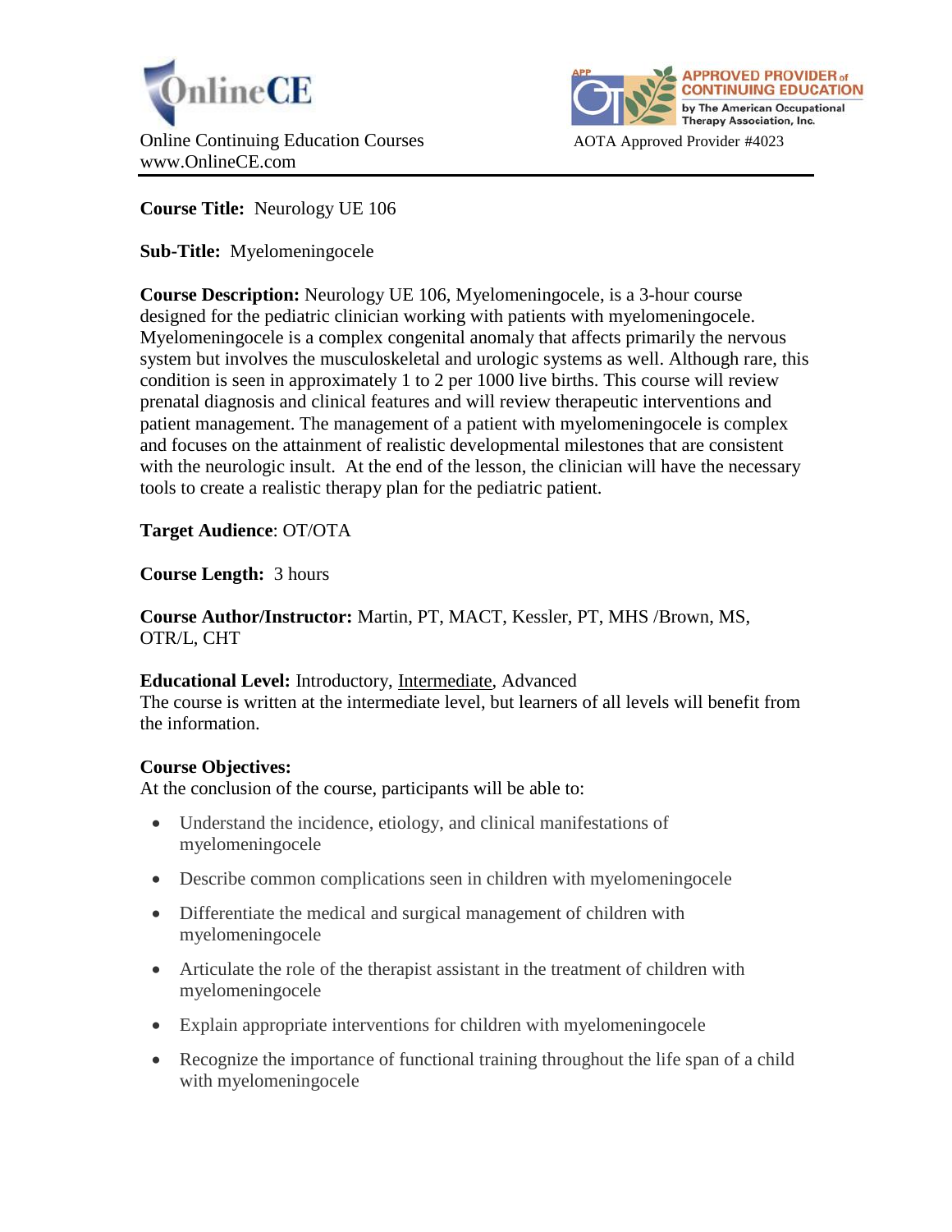OnlineCE

Online Continuing Education Courses
www.OnlineCE.com

APPROVED PROVIDER of CONTINUING EDUCATION by The American Occupational Therapy Association, Inc.

AOTA Approved Provider #4023

---

**Course Title:** Neurology UE 106

**Sub-Title:** Myelomeningocele

**Course Description:** Neurology UE 106, Myelomeningocele, is a 3-hour course designed for the pediatric clinician working with patients with myelomeningocele. Myelomeningocele is a complex congenital anomaly that affects primarily the nervous system but involves the musculoskeletal and urologic systems as well. Although rare, this condition is seen in approximately 1 to 2 per 1000 live births. This course will review prenatal diagnosis and clinical features and will review therapeutic interventions and patient management. The management of a patient with myelomeningocele is complex and focuses on the attainment of realistic developmental milestones that are consistent with the neurologic insult. At the end of the lesson, the clinician will have the necessary tools to create a realistic therapy plan for the pediatric patient.

**Target Audience**: OT/OTA

**Course Length:** 3 hours

**Course Author/Instructor:** Martin, PT, MACT, Kessler, PT, MHS /Brown, MS, OTR/L, CHT

**Educational Level:** Introductory, Intermediate, Advanced
The course is written at the intermediate level, but learners of all levels will benefit from the information.

**Course Objectives:**
At the conclusion of the course, participants will be able to:

- Understand the incidence, etiology, and clinical manifestations of myelomeningocele
- Describe common complications seen in children with myelomeningocele
- Differentiate the medical and surgical management of children with myelomeningocele
- Articulate the role of the therapist assistant in the treatment of children with myelomeningocele
- Explain appropriate interventions for children with myelomeningocele
- Recognize the importance of functional training throughout the life span of a child with myelomeningocele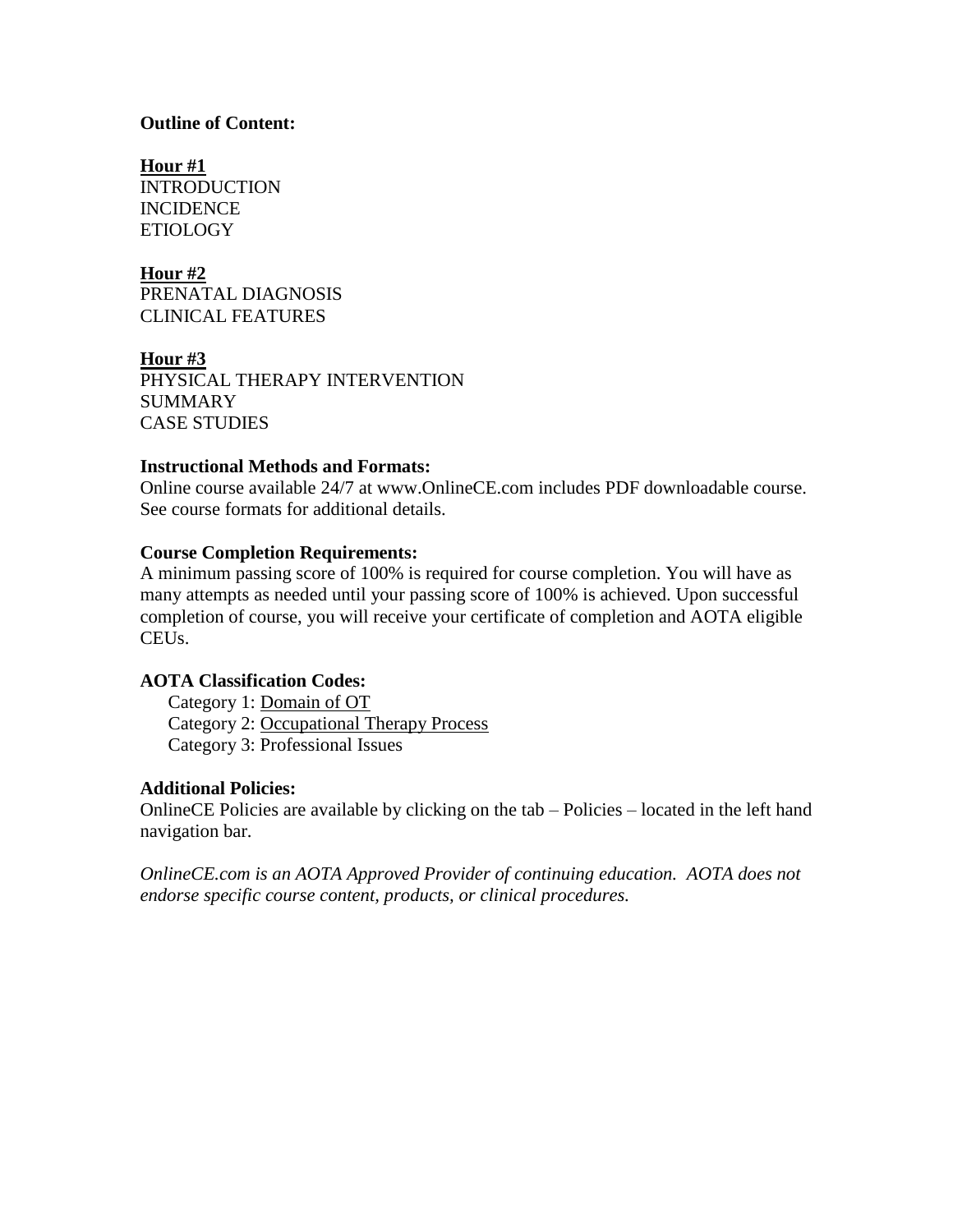**Outline of Content:**

**Hour #1**
INTRODUCTION
INCIDENCE
ETIOLOGY

**Hour #2**
PRENATAL DIAGNOSIS
CLINICAL FEATURES

**Hour #3**
PHYSICAL THERAPY INTERVENTION
SUMMARY
CASE STUDIES

**Instructional Methods and Formats:**
Online course available 24/7 at www.OnlineCE.com includes PDF downloadable course. See course formats for additional details.

**Course Completion Requirements:**
A minimum passing score of 100% is required for course completion. You will have as many attempts as needed until your passing score of 100% is achieved. Upon successful completion of course, you will receive your certificate of completion and AOTA eligible CEUs.

**AOTA Classification Codes:**

Category 1: Domain of OT
Category 2: Occupational Therapy Process
Category 3: Professional Issues

**Additional Policies:**
OnlineCE Policies are available by clicking on the tab – Policies – located in the left hand navigation bar.

*OnlineCE.com is an AOTA Approved Provider of continuing education. AOTA does not endorse specific course content, products, or clinical procedures.*